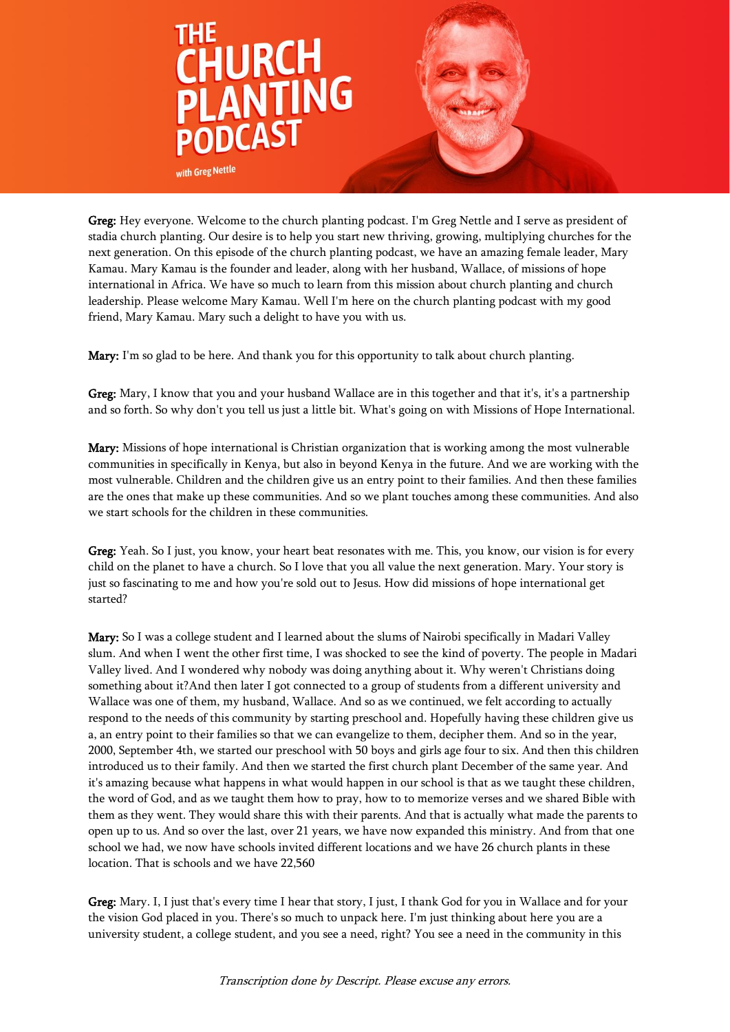# THE CHURCH PLANTING PODCAST

with Greg Nettle

**Greg:** Hey everyone. Welcome to the church planting podcast. I'm Greg Nettle and I serve as president of stadia church planting. Our desire is to help you start new thriving, growing, multiplying churches for the next generation. On this episode of the church planting podcast, we have an amazing female leader, Mary Kamau. Mary Kamau is the founder and leader, along with her husband, Wallace, of missions of hope international in Africa. We have so much to learn from this mission about church planting and church leadership. Please welcome Mary Kamau. Well I'm here on the church planting podcast with my good friend, Mary Kamau. Mary such a delight to have you with us.

**Mary:** I'm so glad to be here. And thank you for this opportunity to talk about church planting.

**Greg:** Mary, I know that you and your husband Wallace are in this together and that it's, it's a partnership and so forth. So why don't you tell us just a little bit. What's going on with Missions of Hope International.

**Mary:** Missions of hope international is Christian organization that is working among the most vulnerable communities in specifically in Kenya, but also in beyond Kenya in the future. And we are working with the most vulnerable. Children and the children give us an entry point to their families. And then these families are the ones that make up these communities. And so we plant touches among these communities. And also we start schools for the children in these communities.

**Greg:** Yeah. So I just, you know, your heart beat resonates with me. This, you know, our vision is for every child on the planet to have a church. So I love that you all value the next generation. Mary. Your story is just so fascinating to me and how you're sold out to Jesus. How did missions of hope international get started?

**Mary:** So I was a college student and I learned about the slums of Nairobi specifically in Madari Valley slum. And when I went the other first time, I was shocked to see the kind of poverty. The people in Madari Valley lived. And I wondered why nobody was doing anything about it. Why weren't Christians doing something about it?And then later I got connected to a group of students from a different university and Wallace was one of them, my husband, Wallace. And so as we continued, we felt according to actually respond to the needs of this community by starting preschool and. Hopefully having these children give us a, an entry point to their families so that we can evangelize to them, decipher them. And so in the year, 2000, September 4th, we started our preschool with 50 boys and girls age four to six. And then this children introduced us to their family. And then we started the first church plant December of the same year. And it's amazing because what happens in what would happen in our school is that as we taught these children, the word of God, and as we taught them how to pray, how to to memorize verses and we shared Bible with them as they went. They would share this with their parents. And that is actually what made the parents to open up to us. And so over the last, over 21 years, we have now expanded this ministry. And from that one school we had, we now have schools invited different locations and we have 26 church plants in these location. That is schools and we have 22,560

**Greg:** Mary. I, I just that's every time I hear that story, I just, I thank God for you in Wallace and for your the vision God placed in you. There's so much to unpack here. I'm just thinking about here you are a university student, a college student, and you see a need, right? You see a need in the community in this

*Transcription done by Descript. Please excuse any errors.*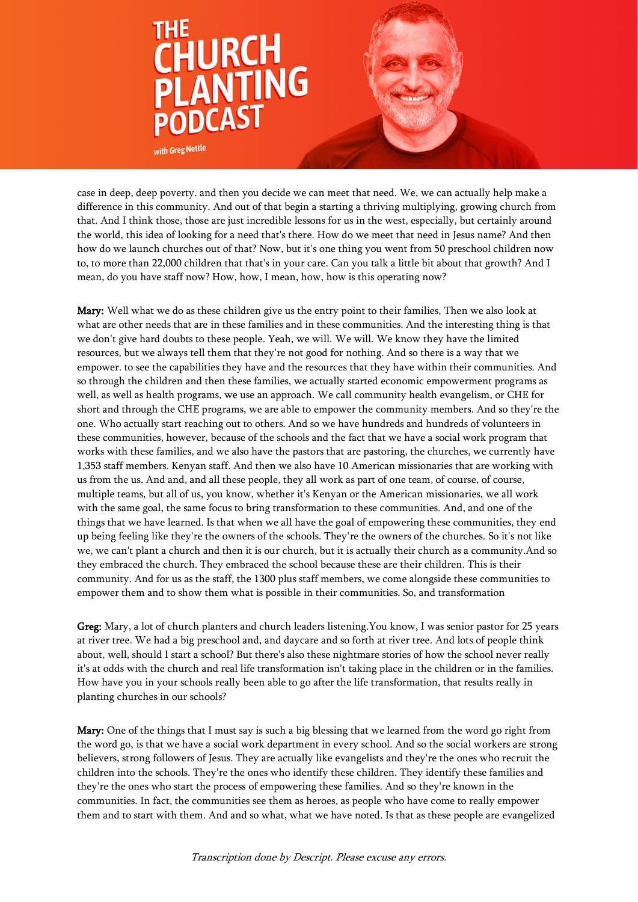case in deep, deep poverty. and then you decide we can meet that need. We, we can actually help make a difference in this community. And out of that begin a starting a thriving multiplying, growing church from that. And I think those, those are just incredible lessons for us in the west, especially, but certainly around the world, this idea of looking for a need that's there. How do we meet that need in Jesus name? And then how do we launch churches out of that? Now, but it's one thing you went from 50 preschool children now to, to more than 22,000 children that that's in your care. Can you talk a little bit about that growth? And I mean, do you have staff now? How, how, I mean, how, how is this operating now?

**Mary:** Well what we do as these children give us the entry point to their families, Then we also look at what are other needs that are in these families and in these communities. And the interesting thing is that we don't give hard doubts to these people. Yeah, we will. We will. We know they have the limited resources, but we always tell them that they're not good for nothing. And so there is a way that we empower. to see the capabilities they have and the resources that they have within their communities. And so through the children and then these families, we actually started economic empowerment programs as well, as well as health programs, we use an approach. We call community health evangelism, or CHE for short and through the CHE programs, we are able to empower the community members. And so they're the one. Who actually start reaching out to others. And so we have hundreds and hundreds of volunteers in these communities, however, because of the schools and the fact that we have a social work program that works with these families, and we also have the pastors that are pastoring, the churches, we currently have 1,353 staff members. Kenyan staff. And then we also have 10 American missionaries that are working with us from the us. And and, and all these people, they all work as part of one team, of course, of course, multiple teams, but all of us, you know, whether it's Kenyan or the American missionaries, we all work with the same goal, the same focus to bring transformation to these communities. And, and one of the things that we have learned. Is that when we all have the goal of empowering these communities, they end up being feeling like they're the owners of the schools. They're the owners of the churches. So it's not like we, we can't plant a church and then it is our church, but it is actually their church as a community.And so they embraced the church. They embraced the school because these are their children. This is their community. And for us as the staff, the 1300 plus staff members, we come alongside these communities to empower them and to show them what is possible in their communities. So, and transformation

**Greg:** Mary, a lot of church planters and church leaders listening.You know, I was senior pastor for 25 years at river tree. We had a big preschool and, and daycare and so forth at river tree. And lots of people think about, well, should I start a school? But there's also these nightmare stories of how the school never really it's at odds with the church and real life transformation isn't taking place in the children or in the families. How have you in your schools really been able to go after the life transformation, that results really in planting churches in our schools?

**Mary:** One of the things that I must say is such a big blessing that we learned from the word go right from the word go, is that we have a social work department in every school. And so the social workers are strong believers, strong followers of Jesus. They are actually like evangelists and they're the ones who recruit the children into the schools. They're the ones who identify these children. They identify these families and they're the ones who start the process of empowering these families. And so they're known in the communities. In fact, the communities see them as heroes, as people who have come to really empower them and to start with them. And and so what, what we have noted. Is that as these people are evangelized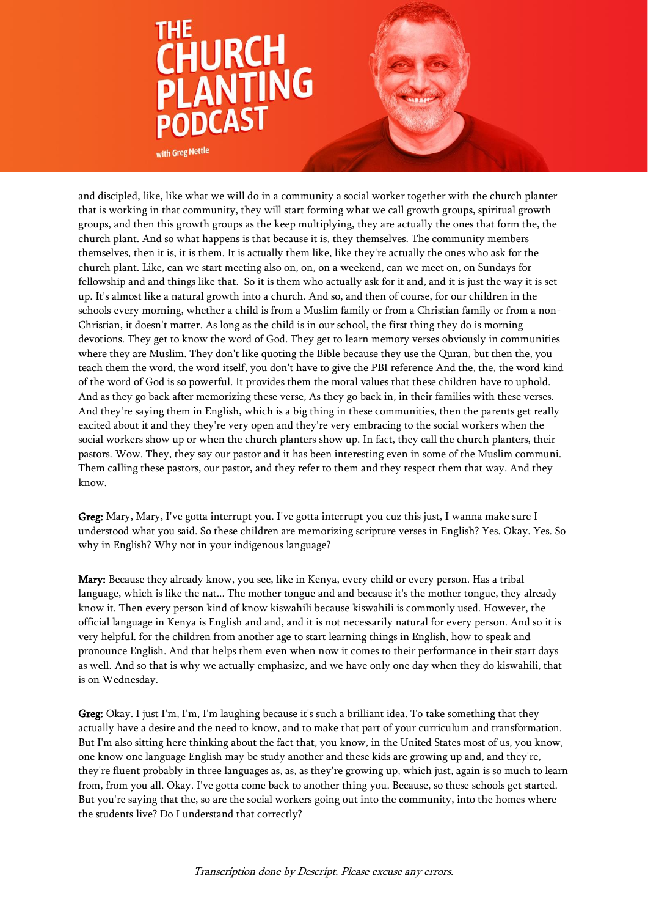and discipled, like, like what we will do in a community a social worker together with the church planter that is working in that community, they will start forming what we call growth groups, spiritual growth groups, and then this growth groups as the keep multiplying, they are actually the ones that form the, the church plant. And so what happens is that because it is, they themselves. The community members themselves, then it is, it is them. It is actually them like, like they're actually the ones who ask for the church plant. Like, can we start meeting also on, on, on a weekend, can we meet on, on Sundays for fellowship and and things like that. So it is them who actually ask for it and, and it is just the way it is set up. It's almost like a natural growth into a church. And so, and then of course, for our children in the schools every morning, whether a child is from a Muslim family or from a Christian family or from a non-Christian, it doesn't matter. As long as the child is in our school, the first thing they do is morning devotions. They get to know the word of God. They get to learn memory verses obviously in communities where they are Muslim. They don't like quoting the Bible because they use the Quran, but then the, you teach them the word, the word itself, you don't have to give the PBI reference And the, the, the word kind of the word of God is so powerful. It provides them the moral values that these children have to uphold. And as they go back after memorizing these verse, As they go back in, in their families with these verses. And they're saying them in English, which is a big thing in these communities, then the parents get really excited about it and they they're very open and they're very embracing to the social workers when the social workers show up or when the church planters show up. In fact, they call the church planters, their pastors. Wow. They, they say our pastor and it has been interesting even in some of the Muslim communi. Them calling these pastors, our pastor, and they refer to them and they respect them that way. And they know.

**Greg:** Mary, Mary, I've gotta interrupt you. I've gotta interrupt you cuz this just, I wanna make sure I understood what you said. So these children are memorizing scripture verses in English? Yes. Okay. Yes. So why in English? Why not in your indigenous language?

**Mary:** Because they already know, you see, like in Kenya, every child or every person. Has a tribal language, which is like the nat... The mother tongue and and because it's the mother tongue, they already know it. Then every person kind of know kiswahili because kiswahili is commonly used. However, the official language in Kenya is English and and, and it is not necessarily natural for every person. And so it is very helpful. for the children from another age to start learning things in English, how to speak and pronounce English. And that helps them even when now it comes to their performance in their start days as well. And so that is why we actually emphasize, and we have only one day when they do kiswahili, that is on Wednesday.

**Greg:** Okay. I just I'm, I'm, I'm laughing because it's such a brilliant idea. To take something that they actually have a desire and the need to know, and to make that part of your curriculum and transformation. But I'm also sitting here thinking about the fact that, you know, in the United States most of us, you know, one know one language English may be study another and these kids are growing up and, and they're, they're fluent probably in three languages as, as, as they're growing up, which just, again is so much to learn from, from you all. Okay. I've gotta come back to another thing you. Because, so these schools get started. But you're saying that the, so are the social workers going out into the community, into the homes where the students live? Do I understand that correctly?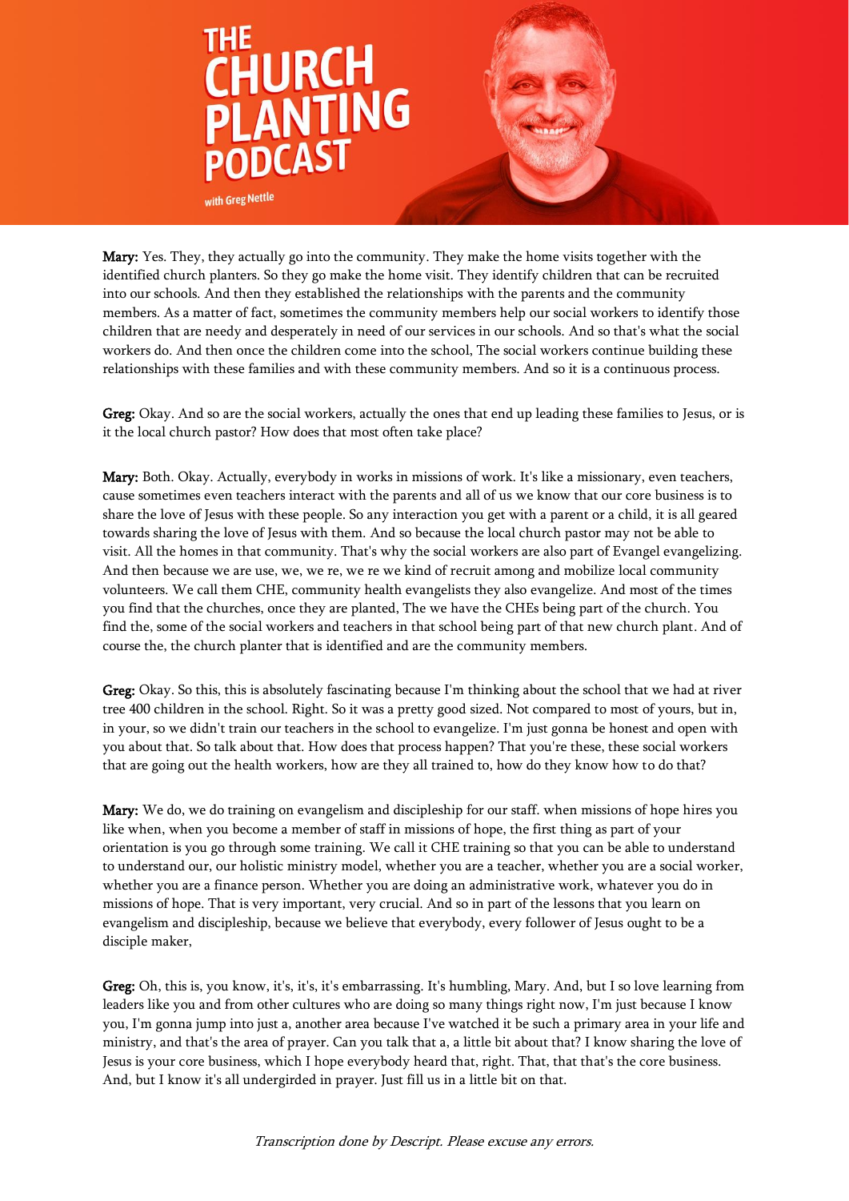**Mary:** Yes. They, they actually go into the community. They make the home visits together with the identified church planters. So they go make the home visit. They identify children that can be recruited into our schools. And then they established the relationships with the parents and the community members. As a matter of fact, sometimes the community members help our social workers to identify those children that are needy and desperately in need of our services in our schools. And so that's what the social workers do. And then once the children come into the school, The social workers continue building these relationships with these families and with these community members. And so it is a continuous process.

**Greg:** Okay. And so are the social workers, actually the ones that end up leading these families to Jesus, or is it the local church pastor? How does that most often take place?

**Mary:** Both. Okay. Actually, everybody in works in missions of work. It's like a missionary, even teachers, cause sometimes even teachers interact with the parents and all of us we know that our core business is to share the love of Jesus with these people. So any interaction you get with a parent or a child, it is all geared towards sharing the love of Jesus with them. And so because the local church pastor may not be able to visit. All the homes in that community. That's why the social workers are also part of Evangel evangelizing. And then because we are use, we, we re, we re we kind of recruit among and mobilize local community volunteers. We call them CHE, community health evangelists they also evangelize. And most of the times you find that the churches, once they are planted, The we have the CHEs being part of the church. You find the, some of the social workers and teachers in that school being part of that new church plant. And of course the, the church planter that is identified and are the community members.

**Greg:** Okay. So this, this is absolutely fascinating because I'm thinking about the school that we had at river tree 400 children in the school. Right. So it was a pretty good sized. Not compared to most of yours, but in, in your, so we didn't train our teachers in the school to evangelize. I'm just gonna be honest and open with you about that. So talk about that. How does that process happen? That you're these, these social workers that are going out the health workers, how are they all trained to, how do they know how to do that?

**Mary:** We do, we do training on evangelism and discipleship for our staff. when missions of hope hires you like when, when you become a member of staff in missions of hope, the first thing as part of your orientation is you go through some training. We call it CHE training so that you can be able to understand to understand our, our holistic ministry model, whether you are a teacher, whether you are a social worker, whether you are a finance person. Whether you are doing an administrative work, whatever you do in missions of hope. That is very important, very crucial. And so in part of the lessons that you learn on evangelism and discipleship, because we believe that everybody, every follower of Jesus ought to be a disciple maker,

**Greg:** Oh, this is, you know, it's, it's, it's embarrassing. It's humbling, Mary. And, but I so love learning from leaders like you and from other cultures who are doing so many things right now, I'm just because I know you, I'm gonna jump into just a, another area because I've watched it be such a primary area in your life and ministry, and that's the area of prayer. Can you talk that a, a little bit about that? I know sharing the love of Jesus is your core business, which I hope everybody heard that, right. That, that that's the core business. And, but I know it's all undergirded in prayer. Just fill us in a little bit on that.

*Transcription done by Descript. Please excuse any errors.*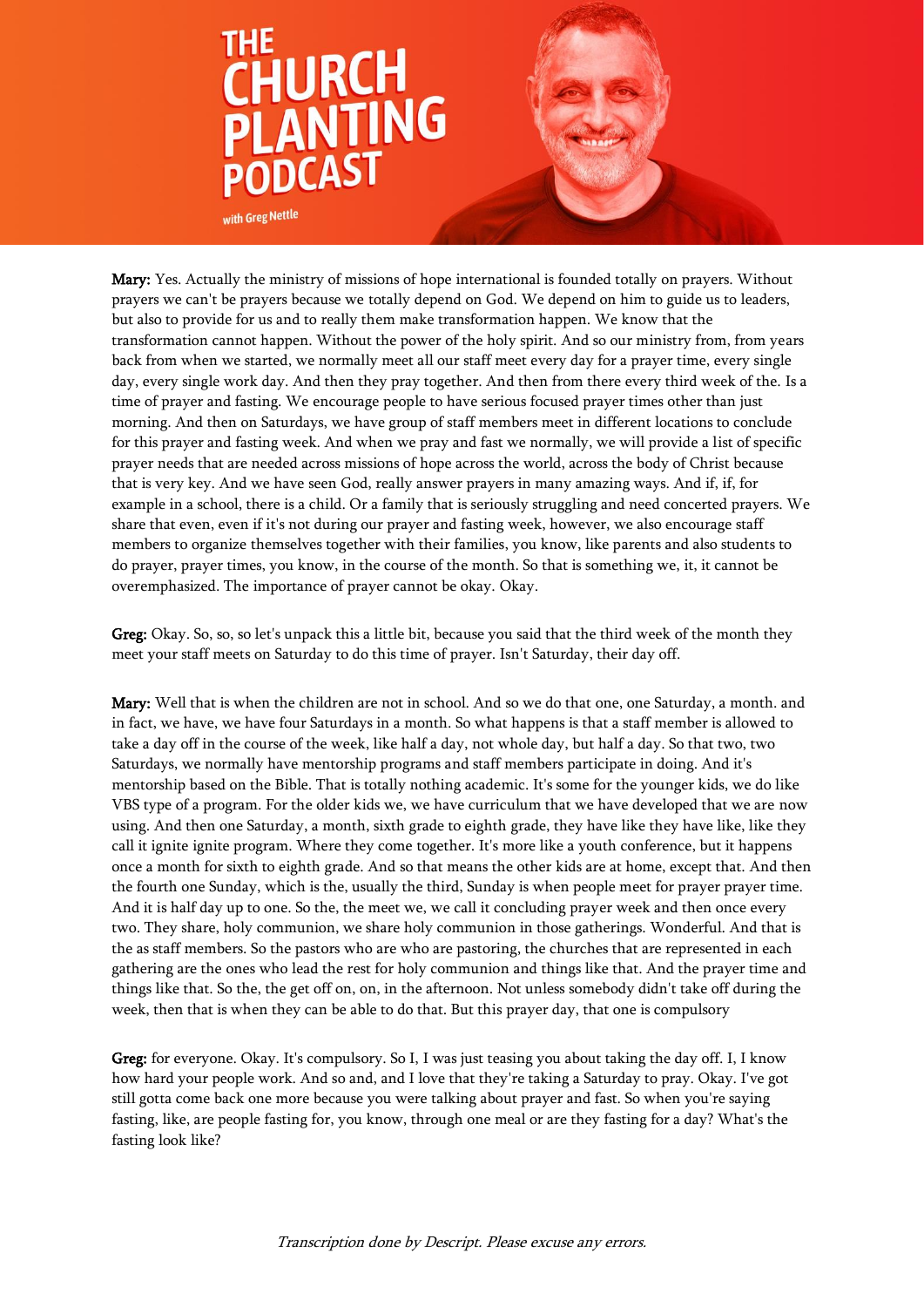**Mary:** Yes. Actually the ministry of missions of hope international is founded totally on prayers. Without prayers we can't be prayers because we totally depend on God. We depend on him to guide us to leaders, but also to provide for us and to really them make transformation happen. We know that the transformation cannot happen. Without the power of the holy spirit. And so our ministry from, from years back from when we started, we normally meet all our staff meet every day for a prayer time, every single day, every single work day. And then they pray together. And then from there every third week of the. Is a time of prayer and fasting. We encourage people to have serious focused prayer times other than just morning. And then on Saturdays, we have group of staff members meet in different locations to conclude for this prayer and fasting week. And when we pray and fast we normally, we will provide a list of specific prayer needs that are needed across missions of hope across the world, across the body of Christ because that is very key. And we have seen God, really answer prayers in many amazing ways. And if, if, for example in a school, there is a child. Or a family that is seriously struggling and need concerted prayers. We share that even, even if it's not during our prayer and fasting week, however, we also encourage staff members to organize themselves together with their families, you know, like parents and also students to do prayer, prayer times, you know, in the course of the month. So that is something we, it, it cannot be overemphasized. The importance of prayer cannot be okay. Okay.

**Greg:** Okay. So, so, so let's unpack this a little bit, because you said that the third week of the month they meet your staff meets on Saturday to do this time of prayer. Isn't Saturday, their day off.

**Mary:** Well that is when the children are not in school. And so we do that one, one Saturday, a month. and in fact, we have, we have four Saturdays in a month. So what happens is that a staff member is allowed to take a day off in the course of the week, like half a day, not whole day, but half a day. So that two, two Saturdays, we normally have mentorship programs and staff members participate in doing. And it's mentorship based on the Bible. That is totally nothing academic. It's some for the younger kids, we do like VBS type of a program. For the older kids we, we have curriculum that we have developed that we are now using. And then one Saturday, a month, sixth grade to eighth grade, they have like they have like, like they call it ignite ignite program. Where they come together. It's more like a youth conference, but it happens once a month for sixth to eighth grade. And so that means the other kids are at home, except that. And then the fourth one Sunday, which is the, usually the third, Sunday is when people meet for prayer prayer time. And it is half day up to one. So the, the meet we, we call it concluding prayer week and then once every two. They share, holy communion, we share holy communion in those gatherings. Wonderful. And that is the as staff members. So the pastors who are who are pastoring, the churches that are represented in each gathering are the ones who lead the rest for holy communion and things like that. And the prayer time and things like that. So the, the get off on, on, in the afternoon. Not unless somebody didn't take off during the week, then that is when they can be able to do that. But this prayer day, that one is compulsory

**Greg:** for everyone. Okay. It's compulsory. So I, I was just teasing you about taking the day off. I, I know how hard your people work. And so and, and I love that they're taking a Saturday to pray. Okay. I've got still gotta come back one more because you were talking about prayer and fast. So when you're saying fasting, like, are people fasting for, you know, through one meal or are they fasting for a day? What's the fasting look like?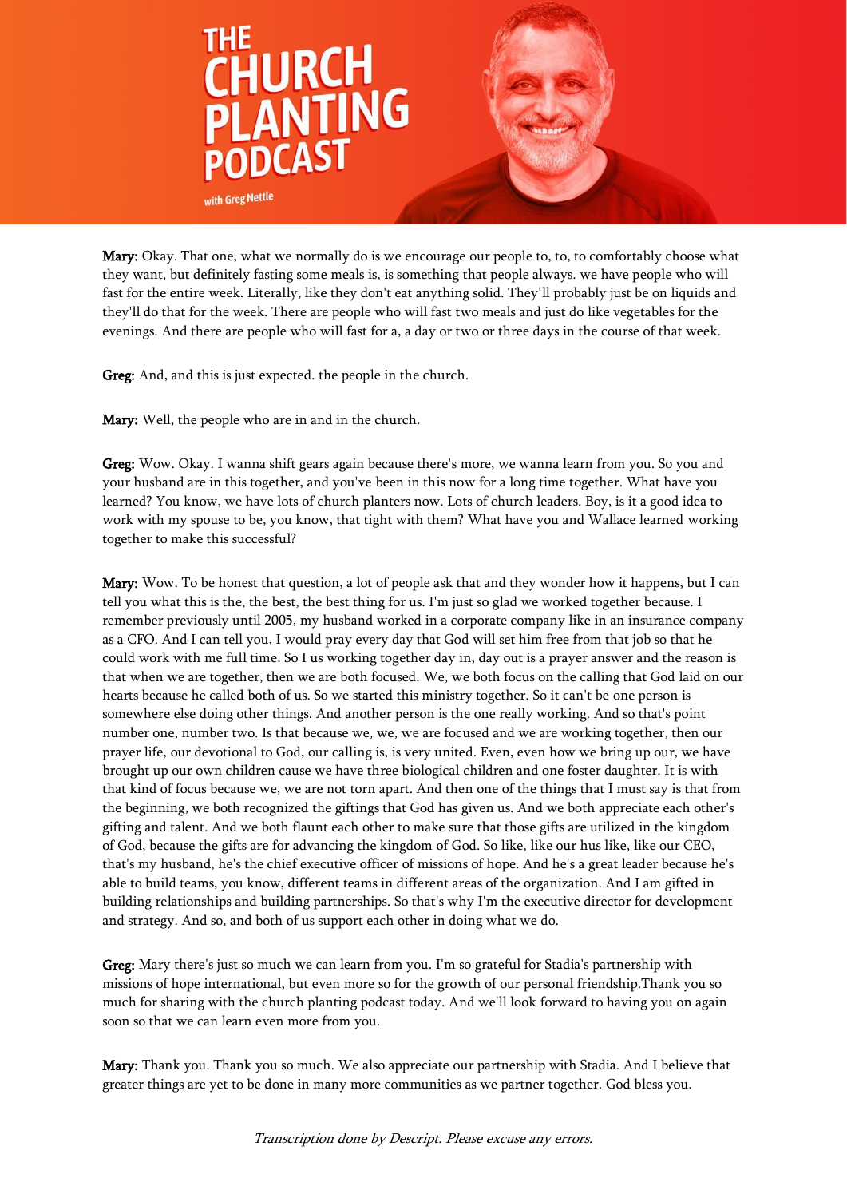**Mary:** Okay. That one, what we normally do is we encourage our people to, to, to comfortably choose what they want, but definitely fasting some meals is, is something that people always. we have people who will fast for the entire week. Literally, like they don't eat anything solid. They'll probably just be on liquids and they'll do that for the week. There are people who will fast two meals and just do like vegetables for the evenings. And there are people who will fast for a, a day or two or three days in the course of that week.

**Greg:** And, and this is just expected. the people in the church.

**Mary:** Well, the people who are in and in the church.

**Greg:** Wow. Okay. I wanna shift gears again because there's more, we wanna learn from you. So you and your husband are in this together, and you've been in this now for a long time together. What have you learned? You know, we have lots of church planters now. Lots of church leaders. Boy, is it a good idea to work with my spouse to be, you know, that tight with them? What have you and Wallace learned working together to make this successful?

**Mary:** Wow. To be honest that question, a lot of people ask that and they wonder how it happens, but I can tell you what this is the, the best, the best thing for us. I'm just so glad we worked together because. I remember previously until 2005, my husband worked in a corporate company like in an insurance company as a CFO. And I can tell you, I would pray every day that God will set him free from that job so that he could work with me full time. So I us working together day in, day out is a prayer answer and the reason is that when we are together, then we are both focused. We, we both focus on the calling that God laid on our hearts because he called both of us. So we started this ministry together. So it can't be one person is somewhere else doing other things. And another person is the one really working. And so that's point number one, number two. Is that because we, we, we are focused and we are working together, then our prayer life, our devotional to God, our calling is, is very united. Even, even how we bring up our, we have brought up our own children cause we have three biological children and one foster daughter. It is with that kind of focus because we, we are not torn apart. And then one of the things that I must say is that from the beginning, we both recognized the giftings that God has given us. And we both appreciate each other's gifting and talent. And we both flaunt each other to make sure that those gifts are utilized in the kingdom of God, because the gifts are for advancing the kingdom of God. So like, like our hus like, like our CEO, that's my husband, he's the chief executive officer of missions of hope. And he's a great leader because he's able to build teams, you know, different teams in different areas of the organization. And I am gifted in building relationships and building partnerships. So that's why I'm the executive director for development and strategy. And so, and both of us support each other in doing what we do.

**Greg:** Mary there's just so much we can learn from you. I'm so grateful for Stadia's partnership with missions of hope international, but even more so for the growth of our personal friendship.Thank you so much for sharing with the church planting podcast today. And we'll look forward to having you on again soon so that we can learn even more from you.

**Mary:** Thank you. Thank you so much. We also appreciate our partnership with Stadia. And I believe that greater things are yet to be done in many more communities as we partner together. God bless you.

*Transcription done by Descript. Please excuse any errors.*